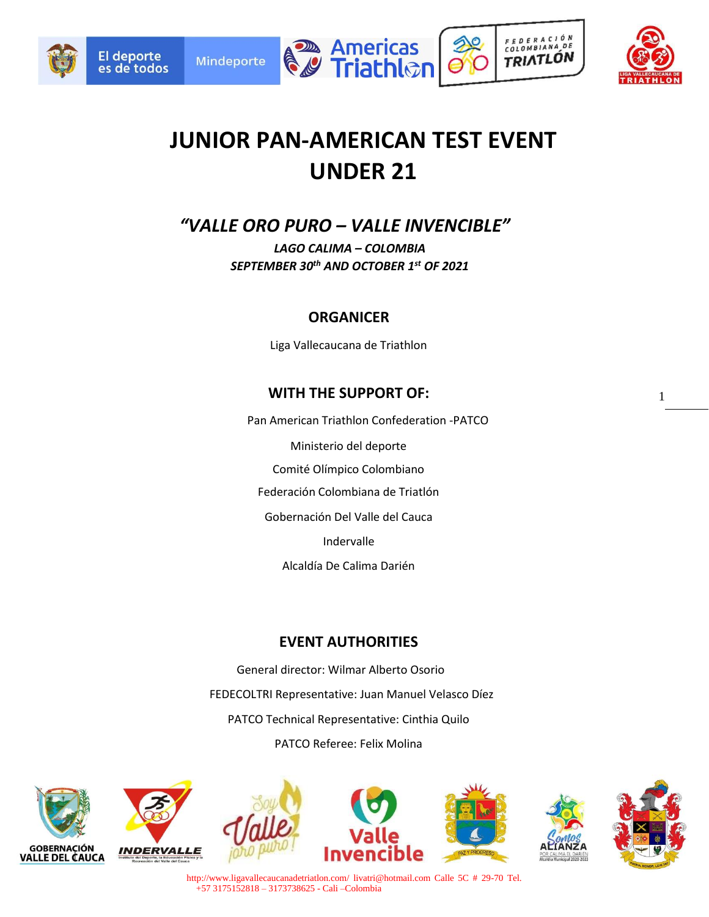# JUNIOR PAN-AMERICAN TEST EVENT UNDER 21

## *"VALLE ORO PURO – VALLE INVENCIBLE"*

***LAGO CALIMA – COLOMBIA***
***SEPTEMBER 30th AND OCTOBER 1st OF 2021***

### ORGANICER

Liga Vallecaucana de Triathlon

### WITH THE SUPPORT OF:

Pan American Triathlon Confederation -PATCO

Ministerio del deporte

Comité Olímpico Colombiano

Federación Colombiana de Triatlón

Gobernación Del Valle del Cauca

Indervalle

Alcaldía De Calima Darién

### EVENT AUTHORITIES

General director: Wilmar Alberto Osorio

FEDECOLTRI Representative: Juan Manuel Velasco Díez

PATCO Technical Representative: Cinthia Quilo

PATCO Referee: Felix Molina

http://www.ligavallecaucanadetriatlon.com/ livatri@hotmail.com Calle 5C # 29-70 Tel. +57 3175152818 – 3173738625 - Cali –Colombia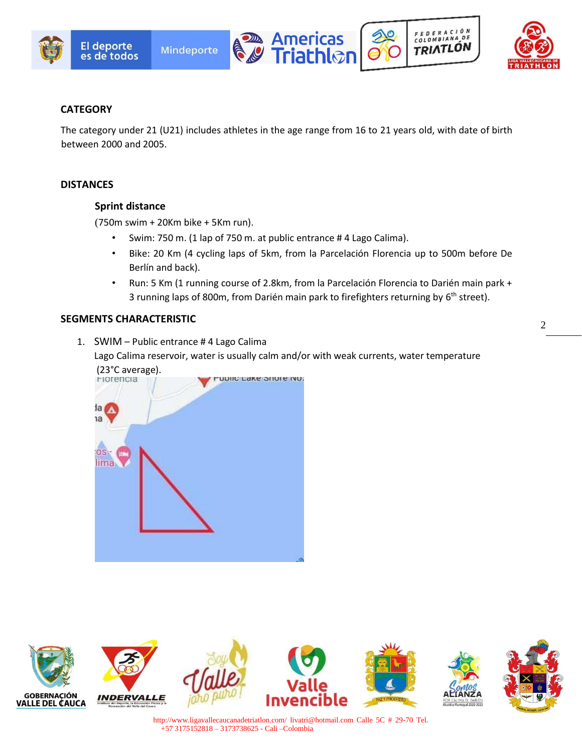**CATEGORY**

The category under 21 (U21) includes athletes in the age range from 16 to 21 years old, with date of birth between 2000 and 2005.

**DISTANCES**

**Sprint distance**

(750m swim + 20Km bike + 5Km run).

- Swim: 750 m. (1 lap of 750 m. at public entrance # 4 Lago Calima).
- Bike: 20 Km (4 cycling laps of 5km, from la Parcelación Florencia up to 500m before De Berlín and back).
- Run: 5 Km (1 running course of 2.8km, from la Parcelación Florencia to Darién main park + 3 running laps of 800m, from Darién main park to firefighters returning by 6th street).

**SEGMENTS CHARACTERISTIC**

1. SWIM – Public entrance # 4 Lago Calima

   Lago Calima reservoir, water is usually calm and/or with weak currents, water temperature (23°C average).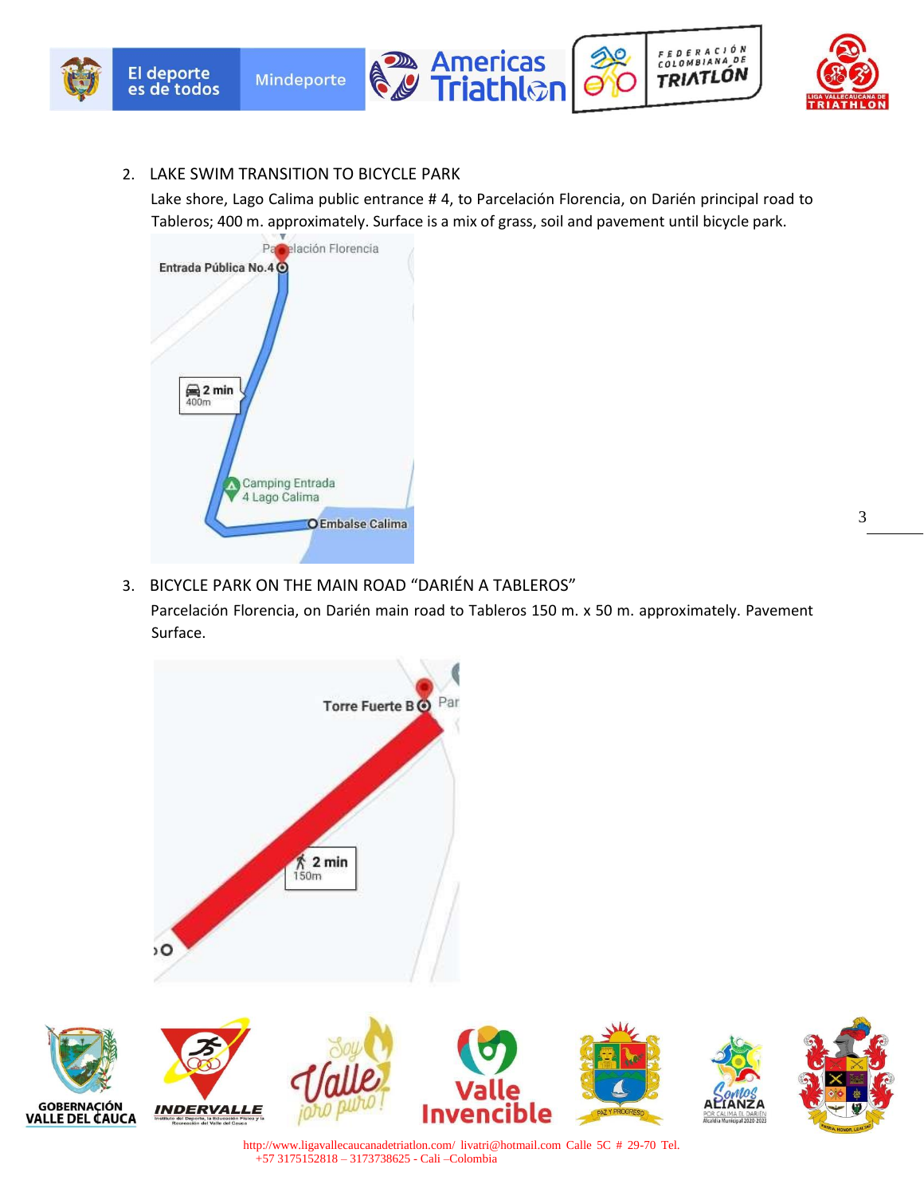2. LAKE SWIM TRANSITION TO BICYCLE PARK

   Lake shore, Lago Calima public entrance # 4, to Parcelación Florencia, on Darién principal road to Tableros; 400 m. approximately. Surface is a mix of grass, soil and pavement until bicycle park.

3. BICYCLE PARK ON THE MAIN ROAD "DARIÉN A TABLEROS"

   Parcelación Florencia, on Darién main road to Tableros 150 m. x 50 m. approximately. Pavement Surface.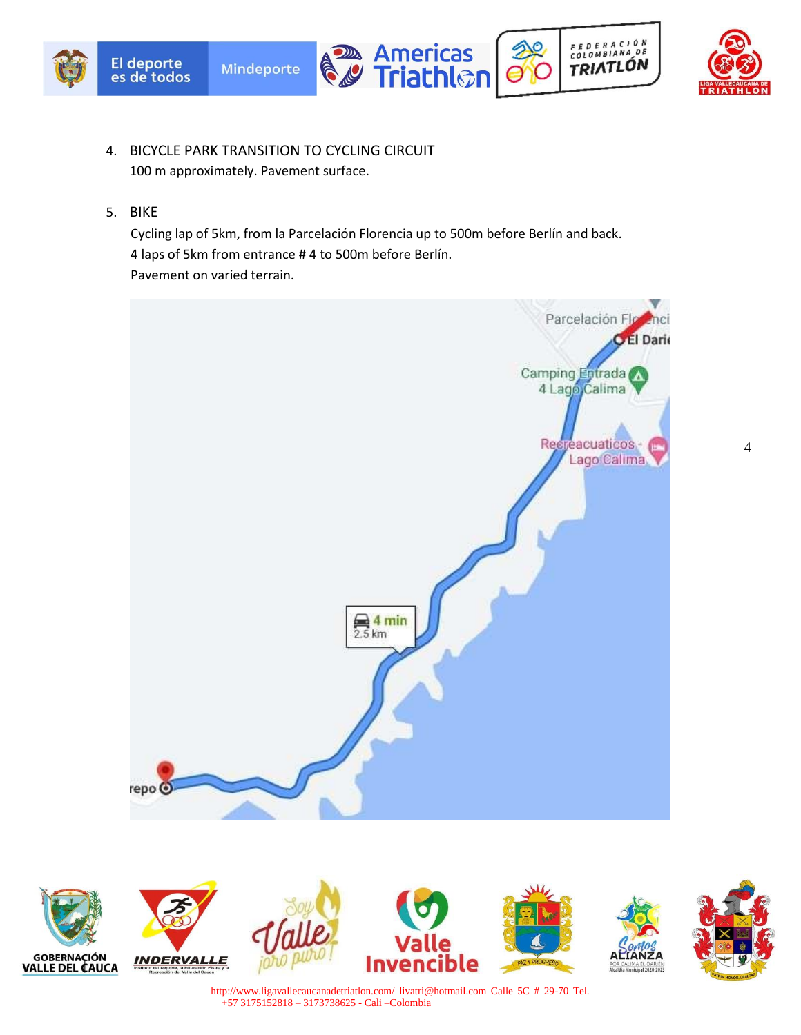4. BICYCLE PARK TRANSITION TO CYCLING CIRCUIT
   100 m approximately. Pavement surface.

5. BIKE
   Cycling lap of 5km, from la Parcelación Florencia up to 500m before Berlín and back.
   4 laps of 5km from entrance # 4 to 500m before Berlín.
   Pavement on varied terrain.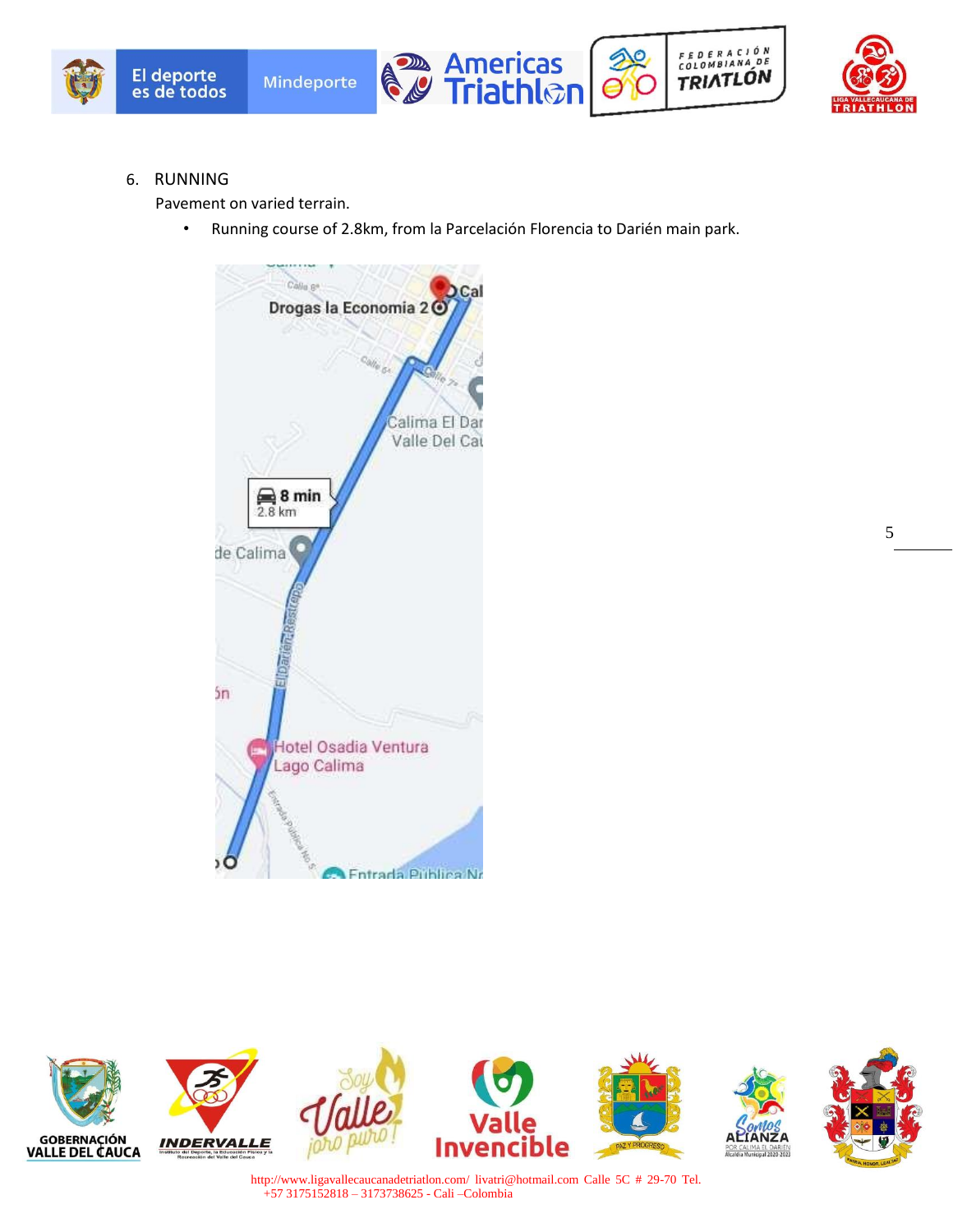6. RUNNING

   Pavement on varied terrain.

   - Running course of 2.8km, from la Parcelación Florencia to Darién main park.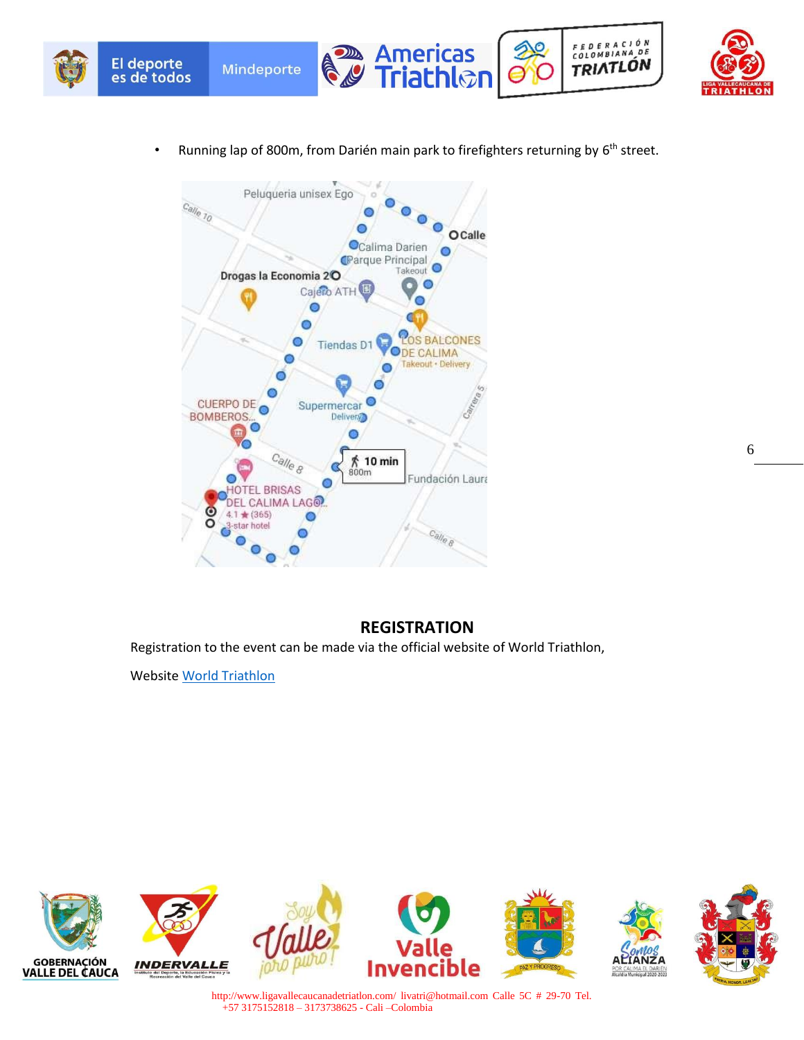- Running lap of 800m, from Darién main park to firefighters returning by 6th street.

## REGISTRATION

Registration to the event can be made via the official website of World Triathlon,

Website World Triathlon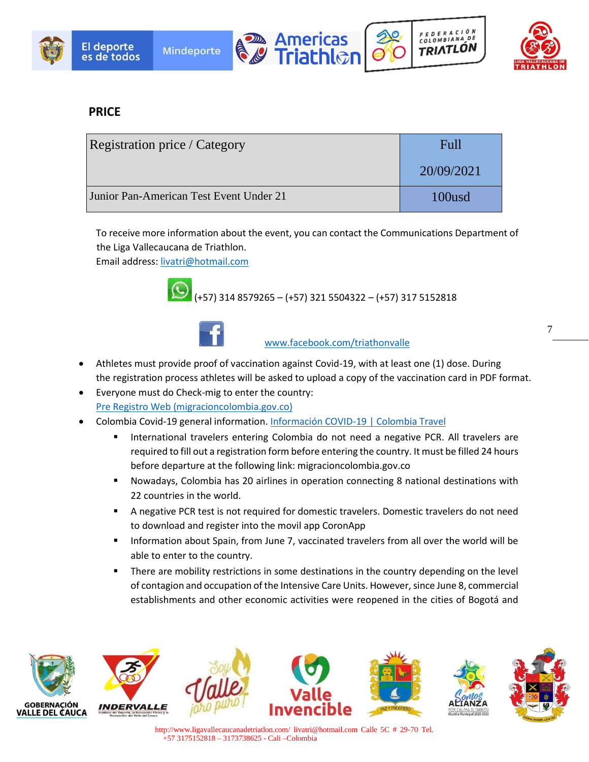## PRICE

| Registration price / Category | Full<br>20/09/2021 |
|---|---|
| Junior Pan-American Test Event Under 21 | 100usd |

To receive more information about the event, you can contact the Communications Department of the Liga Vallecaucana de Triathlon.
Email address: livatri@hotmail.com

(+57) 314 8579265 – (+57) 321 5504322 – (+57) 317 5152818

www.facebook.com/triathonvalle

- Athletes must provide proof of vaccination against Covid-19, with at least one (1) dose. During the registration process athletes will be asked to upload a copy of the vaccination card in PDF format.
- Everyone must do Check-mig to enter the country: Pre Registro Web (migracioncolombia.gov.co)
- Colombia Covid-19 general information. Información COVID-19 | Colombia Travel
  - International travelers entering Colombia do not need a negative PCR. All travelers are required to fill out a registration form before entering the country. It must be filled 24 hours before departure at the following link: migracioncolombia.gov.co
  - Nowadays, Colombia has 20 airlines in operation connecting 8 national destinations with 22 countries in the world.
  - A negative PCR test is not required for domestic travelers. Domestic travelers do not need to download and register into the movil app CoronApp
  - Information about Spain, from June 7, vaccinated travelers from all over the world will be able to enter to the country.
  - There are mobility restrictions in some destinations in the country depending on the level of contagion and occupation of the Intensive Care Units. However, since June 8, commercial establishments and other economic activities were reopened in the cities of Bogotá and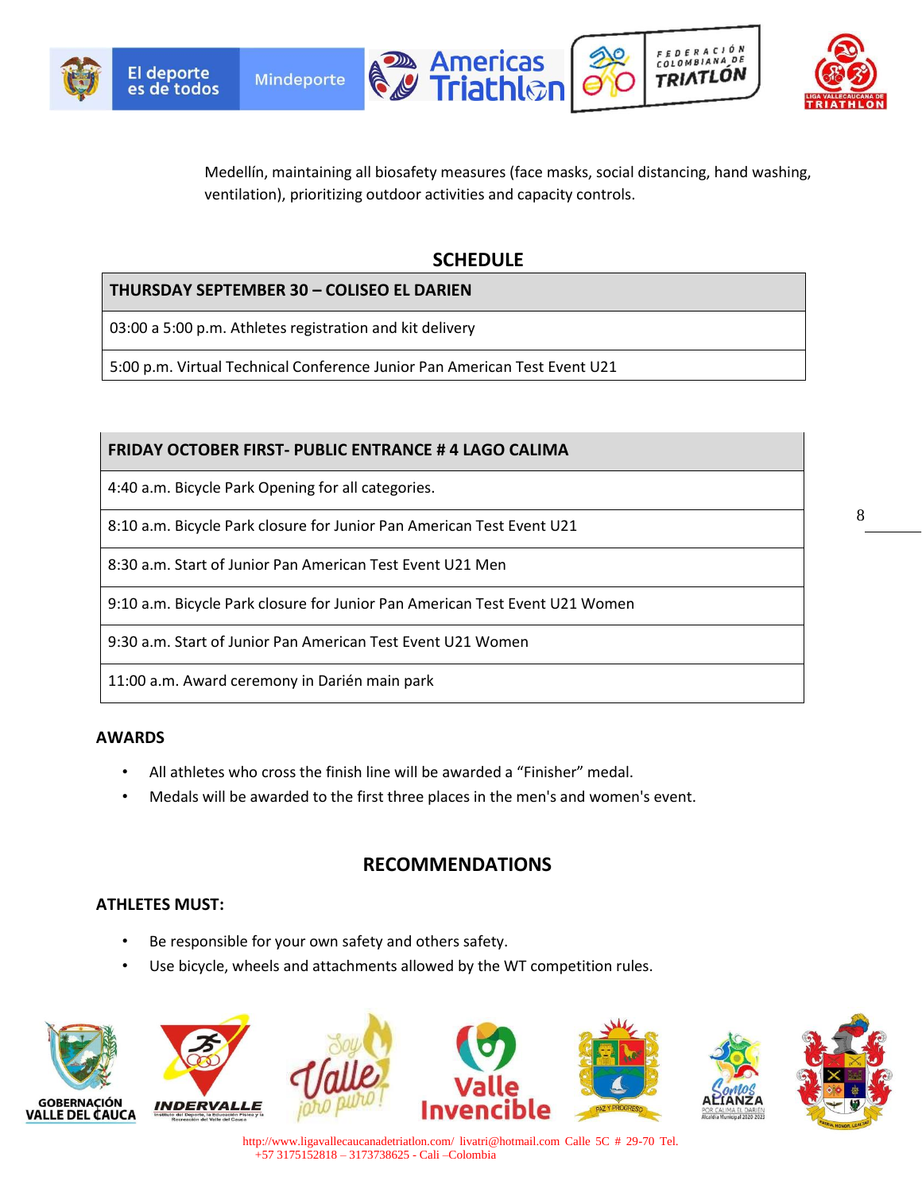Medellín, maintaining all biosafety measures (face masks, social distancing, hand washing, ventilation), prioritizing outdoor activities and capacity controls.

## SCHEDULE

| THURSDAY SEPTEMBER 30 – COLISEO EL DARIEN |
|---|
| 03:00 a 5:00 p.m. Athletes registration and kit delivery |
| 5:00 p.m. Virtual Technical Conference Junior Pan American Test Event U21 |

| FRIDAY OCTOBER FIRST- PUBLIC ENTRANCE # 4 LAGO CALIMA |
|---|
| 4:40 a.m. Bicycle Park Opening for all categories. |
| 8:10 a.m. Bicycle Park closure for Junior Pan American Test Event U21 |
| 8:30 a.m. Start of Junior Pan American Test Event U21 Men |
| 9:10 a.m. Bicycle Park closure for Junior Pan American Test Event U21 Women |
| 9:30 a.m. Start of Junior Pan American Test Event U21 Women |
| 11:00 a.m. Award ceremony in Darién main park |

### AWARDS

- All athletes who cross the finish line will be awarded a "Finisher" medal.
- Medals will be awarded to the first three places in the men's and women's event.

## RECOMMENDATIONS

### ATHLETES MUST:

- Be responsible for your own safety and others safety.
- Use bicycle, wheels and attachments allowed by the WT competition rules.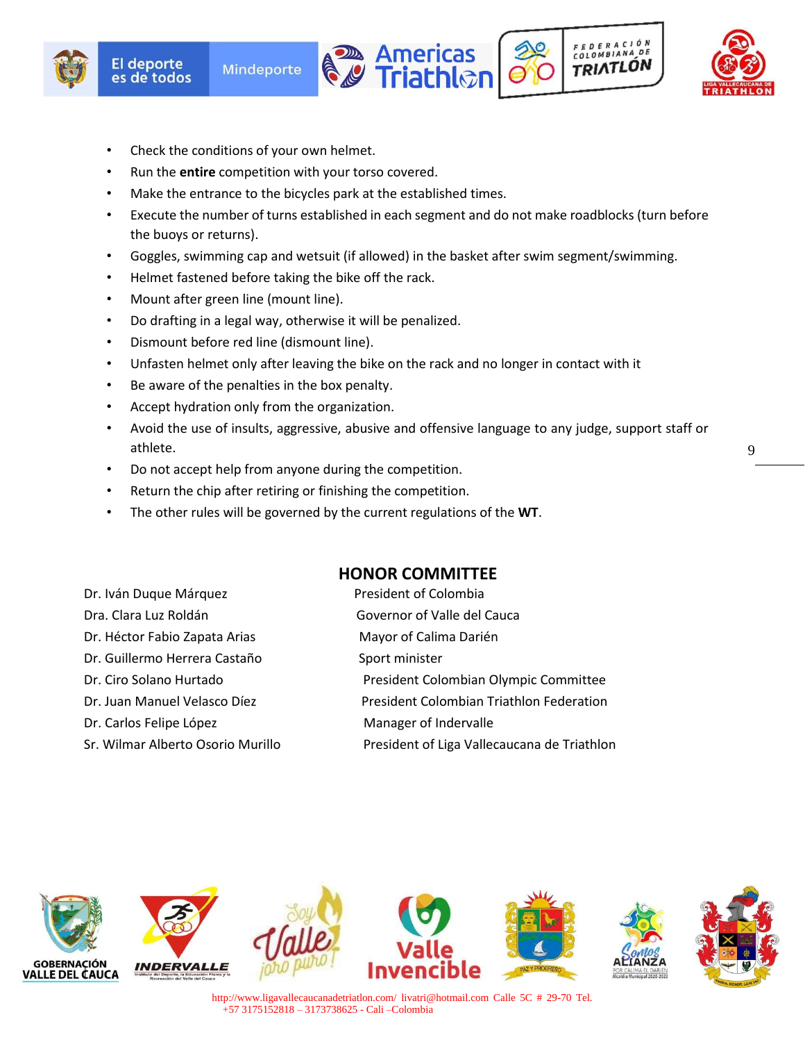- Check the conditions of your own helmet.
- Run the **entire** competition with your torso covered.
- Make the entrance to the bicycles park at the established times.
- Execute the number of turns established in each segment and do not make roadblocks (turn before the buoys or returns).
- Goggles, swimming cap and wetsuit (if allowed) in the basket after swim segment/swimming.
- Helmet fastened before taking the bike off the rack.
- Mount after green line (mount line).
- Do drafting in a legal way, otherwise it will be penalized.
- Dismount before red line (dismount line).
- Unfasten helmet only after leaving the bike on the rack and no longer in contact with it
- Be aware of the penalties in the box penalty.
- Accept hydration only from the organization.
- Avoid the use of insults, aggressive, abusive and offensive language to any judge, support staff or athlete.
- Do not accept help from anyone during the competition.
- Return the chip after retiring or finishing the competition.
- The other rules will be governed by the current regulations of the **WT**.

## HONOR COMMITTEE

| | |
|---|---|
| Dr. Iván Duque Márquez | President of Colombia |
| Dra. Clara Luz Roldán | Governor of Valle del Cauca |
| Dr. Héctor Fabio Zapata Arias | Mayor of Calima Darién |
| Dr. Guillermo Herrera Castaño | Sport minister |
| Dr. Ciro Solano Hurtado | President Colombian Olympic Committee |
| Dr. Juan Manuel Velasco Díez | President Colombian Triathlon Federation |
| Dr. Carlos Felipe López | Manager of Indervalle |
| Sr. Wilmar Alberto Osorio Murillo | President of Liga Vallecaucana de Triathlon |

http://www.ligavallecaucanadetriatlon.com/ livatri@hotmail.com Calle 5C # 29-70 Tel. +57 3175152818 – 3173738625 - Cali –Colombia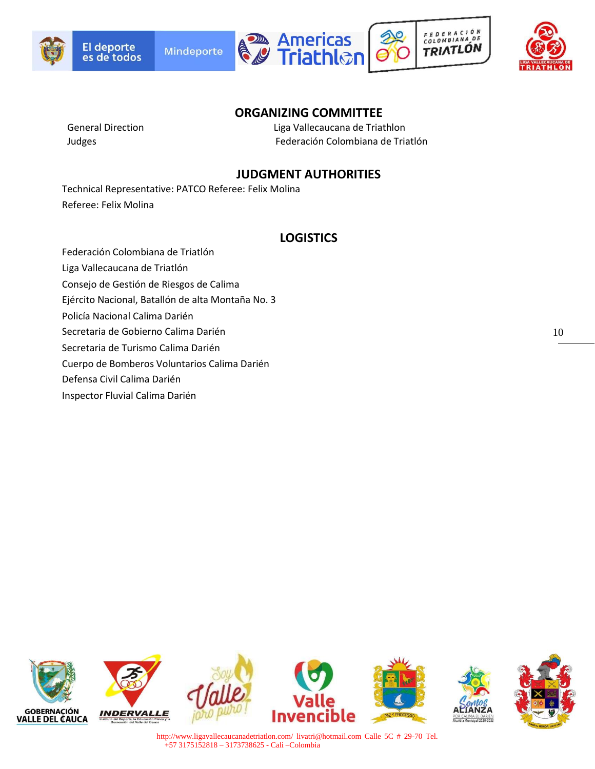## ORGANIZING COMMITTEE

| | |
|---|---|
| General Direction | Liga Vallecaucana de Triathlon |
| Judges | Federación Colombiana de Triatlón |

## JUDGMENT AUTHORITIES

Technical Representative: PATCO Referee: Felix Molina

Referee: Felix Molina

## LOGISTICS

Federación Colombiana de Triatlón

Liga Vallecaucana de Triatlón

Consejo de Gestión de Riesgos de Calima

Ejército Nacional, Batallón de alta Montaña No. 3

Policía Nacional Calima Darién

Secretaria de Gobierno Calima Darién

Secretaria de Turismo Calima Darién

Cuerpo de Bomberos Voluntarios Calima Darién

Defensa Civil Calima Darién

Inspector Fluvial Calima Darién